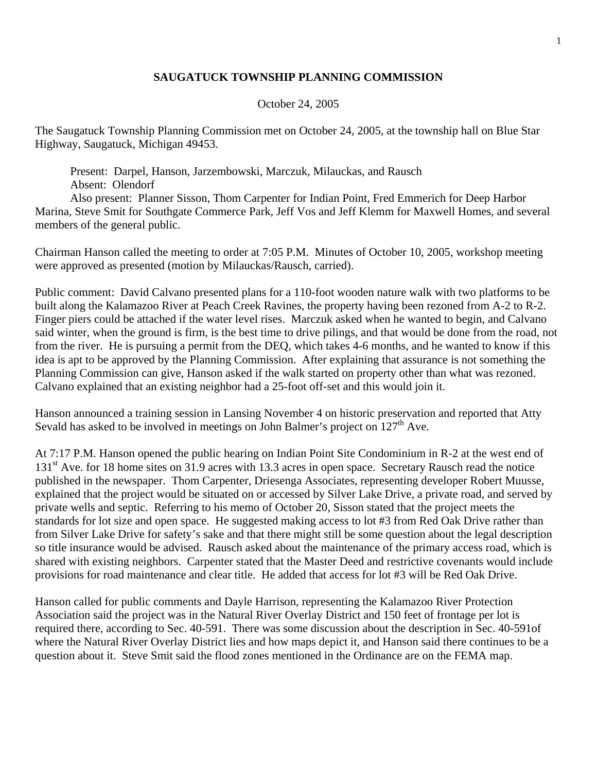# SAUGATUCK TOWNSHIP PLANNING COMMISSION

October 24, 2005

The Saugatuck Township Planning Commission met on October 24, 2005, at the township hall on Blue Star Highway, Saugatuck, Michigan 49453.

Present: Darpel, Hanson, Jarzembowski, Marczuk, Milauckas, and Rausch
Absent: Olendorf
Also present: Planner Sisson, Thom Carpenter for Indian Point, Fred Emmerich for Deep Harbor Marina, Steve Smit for Southgate Commerce Park, Jeff Vos and Jeff Klemm for Maxwell Homes, and several members of the general public.

Chairman Hanson called the meeting to order at 7:05 P.M. Minutes of October 10, 2005, workshop meeting were approved as presented (motion by Milauckas/Rausch, carried).

Public comment: David Calvano presented plans for a 110-foot wooden nature walk with two platforms to be built along the Kalamazoo River at Peach Creek Ravines, the property having been rezoned from A-2 to R-2. Finger piers could be attached if the water level rises. Marczuk asked when he wanted to begin, and Calvano said winter, when the ground is firm, is the best time to drive pilings, and that would be done from the road, not from the river. He is pursuing a permit from the DEQ, which takes 4-6 months, and he wanted to know if this idea is apt to be approved by the Planning Commission. After explaining that assurance is not something the Planning Commission can give, Hanson asked if the walk started on property other than what was rezoned. Calvano explained that an existing neighbor had a 25-foot off-set and this would join it.

Hanson announced a training session in Lansing November 4 on historic preservation and reported that Atty Sevald has asked to be involved in meetings on John Balmer's project on 127th Ave.

At 7:17 P.M. Hanson opened the public hearing on Indian Point Site Condominium in R-2 at the west end of 131st Ave. for 18 home sites on 31.9 acres with 13.3 acres in open space. Secretary Rausch read the notice published in the newspaper. Thom Carpenter, Driesenga Associates, representing developer Robert Muusse, explained that the project would be situated on or accessed by Silver Lake Drive, a private road, and served by private wells and septic. Referring to his memo of October 20, Sisson stated that the project meets the standards for lot size and open space. He suggested making access to lot #3 from Red Oak Drive rather than from Silver Lake Drive for safety's sake and that there might still be some question about the legal description so title insurance would be advised. Rausch asked about the maintenance of the primary access road, which is shared with existing neighbors. Carpenter stated that the Master Deed and restrictive covenants would include provisions for road maintenance and clear title. He added that access for lot #3 will be Red Oak Drive.

Hanson called for public comments and Dayle Harrison, representing the Kalamazoo River Protection Association said the project was in the Natural River Overlay District and 150 feet of frontage per lot is required there, according to Sec. 40-591. There was some discussion about the description in Sec. 40-591of where the Natural River Overlay District lies and how maps depict it, and Hanson said there continues to be a question about it. Steve Smit said the flood zones mentioned in the Ordinance are on the FEMA map.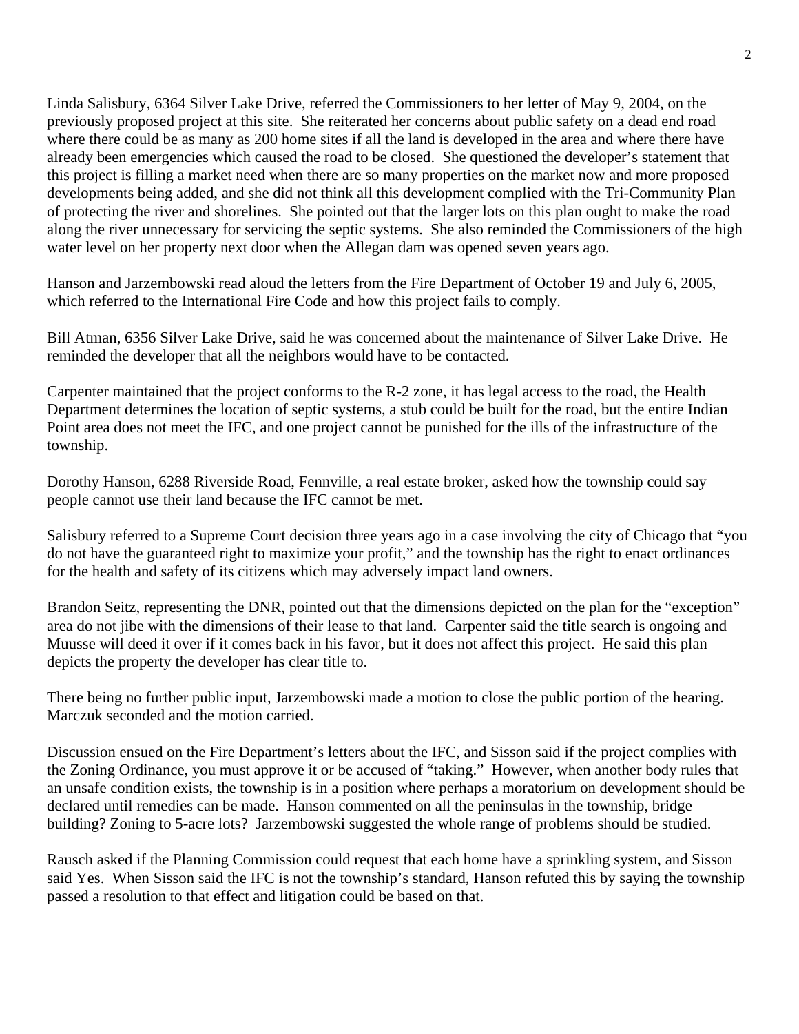Linda Salisbury, 6364 Silver Lake Drive, referred the Commissioners to her letter of May 9, 2004, on the previously proposed project at this site. She reiterated her concerns about public safety on a dead end road where there could be as many as 200 home sites if all the land is developed in the area and where there have already been emergencies which caused the road to be closed. She questioned the developer's statement that this project is filling a market need when there are so many properties on the market now and more proposed developments being added, and she did not think all this development complied with the Tri-Community Plan of protecting the river and shorelines. She pointed out that the larger lots on this plan ought to make the road along the river unnecessary for servicing the septic systems. She also reminded the Commissioners of the high water level on her property next door when the Allegan dam was opened seven years ago.

Hanson and Jarzembowski read aloud the letters from the Fire Department of October 19 and July 6, 2005, which referred to the International Fire Code and how this project fails to comply.

Bill Atman, 6356 Silver Lake Drive, said he was concerned about the maintenance of Silver Lake Drive. He reminded the developer that all the neighbors would have to be contacted.

Carpenter maintained that the project conforms to the R-2 zone, it has legal access to the road, the Health Department determines the location of septic systems, a stub could be built for the road, but the entire Indian Point area does not meet the IFC, and one project cannot be punished for the ills of the infrastructure of the township.

Dorothy Hanson, 6288 Riverside Road, Fennville, a real estate broker, asked how the township could say people cannot use their land because the IFC cannot be met.

Salisbury referred to a Supreme Court decision three years ago in a case involving the city of Chicago that "you do not have the guaranteed right to maximize your profit," and the township has the right to enact ordinances for the health and safety of its citizens which may adversely impact land owners.

Brandon Seitz, representing the DNR, pointed out that the dimensions depicted on the plan for the "exception" area do not jibe with the dimensions of their lease to that land. Carpenter said the title search is ongoing and Muusse will deed it over if it comes back in his favor, but it does not affect this project. He said this plan depicts the property the developer has clear title to.

There being no further public input, Jarzembowski made a motion to close the public portion of the hearing. Marczuk seconded and the motion carried.

Discussion ensued on the Fire Department's letters about the IFC, and Sisson said if the project complies with the Zoning Ordinance, you must approve it or be accused of "taking." However, when another body rules that an unsafe condition exists, the township is in a position where perhaps a moratorium on development should be declared until remedies can be made. Hanson commented on all the peninsulas in the township, bridge building? Zoning to 5-acre lots? Jarzembowski suggested the whole range of problems should be studied.

Rausch asked if the Planning Commission could request that each home have a sprinkling system, and Sisson said Yes. When Sisson said the IFC is not the township's standard, Hanson refuted this by saying the township passed a resolution to that effect and litigation could be based on that.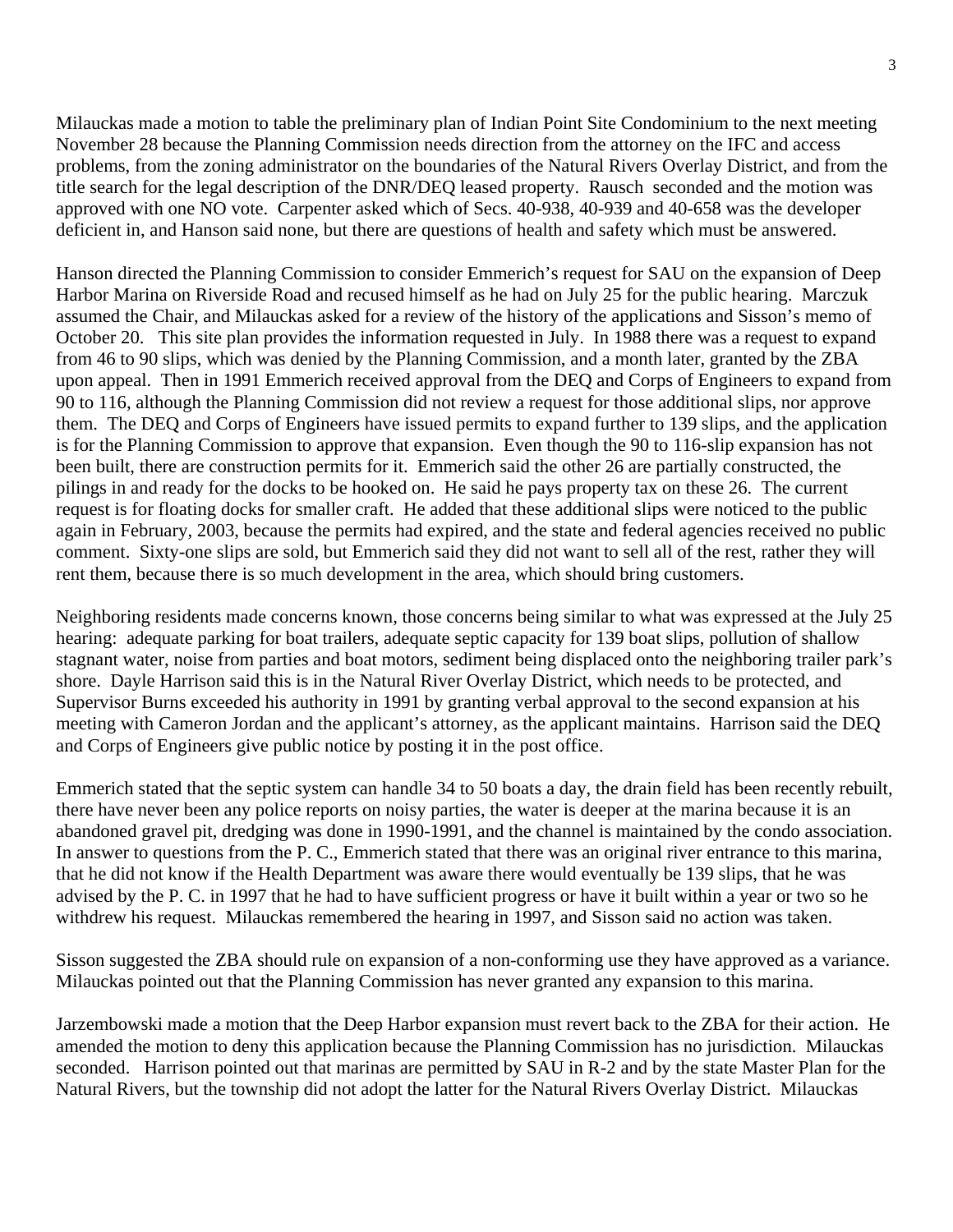Milauckas made a motion to table the preliminary plan of Indian Point Site Condominium to the next meeting November 28 because the Planning Commission needs direction from the attorney on the IFC and access problems, from the zoning administrator on the boundaries of the Natural Rivers Overlay District, and from the title search for the legal description of the DNR/DEQ leased property. Rausch seconded and the motion was approved with one NO vote. Carpenter asked which of Secs. 40-938, 40-939 and 40-658 was the developer deficient in, and Hanson said none, but there are questions of health and safety which must be answered.

Hanson directed the Planning Commission to consider Emmerich's request for SAU on the expansion of Deep Harbor Marina on Riverside Road and recused himself as he had on July 25 for the public hearing. Marczuk assumed the Chair, and Milauckas asked for a review of the history of the applications and Sisson's memo of October 20. This site plan provides the information requested in July. In 1988 there was a request to expand from 46 to 90 slips, which was denied by the Planning Commission, and a month later, granted by the ZBA upon appeal. Then in 1991 Emmerich received approval from the DEQ and Corps of Engineers to expand from 90 to 116, although the Planning Commission did not review a request for those additional slips, nor approve them. The DEQ and Corps of Engineers have issued permits to expand further to 139 slips, and the application is for the Planning Commission to approve that expansion. Even though the 90 to 116-slip expansion has not been built, there are construction permits for it. Emmerich said the other 26 are partially constructed, the pilings in and ready for the docks to be hooked on. He said he pays property tax on these 26. The current request is for floating docks for smaller craft. He added that these additional slips were noticed to the public again in February, 2003, because the permits had expired, and the state and federal agencies received no public comment. Sixty-one slips are sold, but Emmerich said they did not want to sell all of the rest, rather they will rent them, because there is so much development in the area, which should bring customers.

Neighboring residents made concerns known, those concerns being similar to what was expressed at the July 25 hearing: adequate parking for boat trailers, adequate septic capacity for 139 boat slips, pollution of shallow stagnant water, noise from parties and boat motors, sediment being displaced onto the neighboring trailer park's shore. Dayle Harrison said this is in the Natural River Overlay District, which needs to be protected, and Supervisor Burns exceeded his authority in 1991 by granting verbal approval to the second expansion at his meeting with Cameron Jordan and the applicant's attorney, as the applicant maintains. Harrison said the DEQ and Corps of Engineers give public notice by posting it in the post office.

Emmerich stated that the septic system can handle 34 to 50 boats a day, the drain field has been recently rebuilt, there have never been any police reports on noisy parties, the water is deeper at the marina because it is an abandoned gravel pit, dredging was done in 1990-1991, and the channel is maintained by the condo association. In answer to questions from the P. C., Emmerich stated that there was an original river entrance to this marina, that he did not know if the Health Department was aware there would eventually be 139 slips, that he was advised by the P. C. in 1997 that he had to have sufficient progress or have it built within a year or two so he withdrew his request. Milauckas remembered the hearing in 1997, and Sisson said no action was taken.

Sisson suggested the ZBA should rule on expansion of a non-conforming use they have approved as a variance. Milauckas pointed out that the Planning Commission has never granted any expansion to this marina.

Jarzembowski made a motion that the Deep Harbor expansion must revert back to the ZBA for their action. He amended the motion to deny this application because the Planning Commission has no jurisdiction. Milauckas seconded. Harrison pointed out that marinas are permitted by SAU in R-2 and by the state Master Plan for the Natural Rivers, but the township did not adopt the latter for the Natural Rivers Overlay District. Milauckas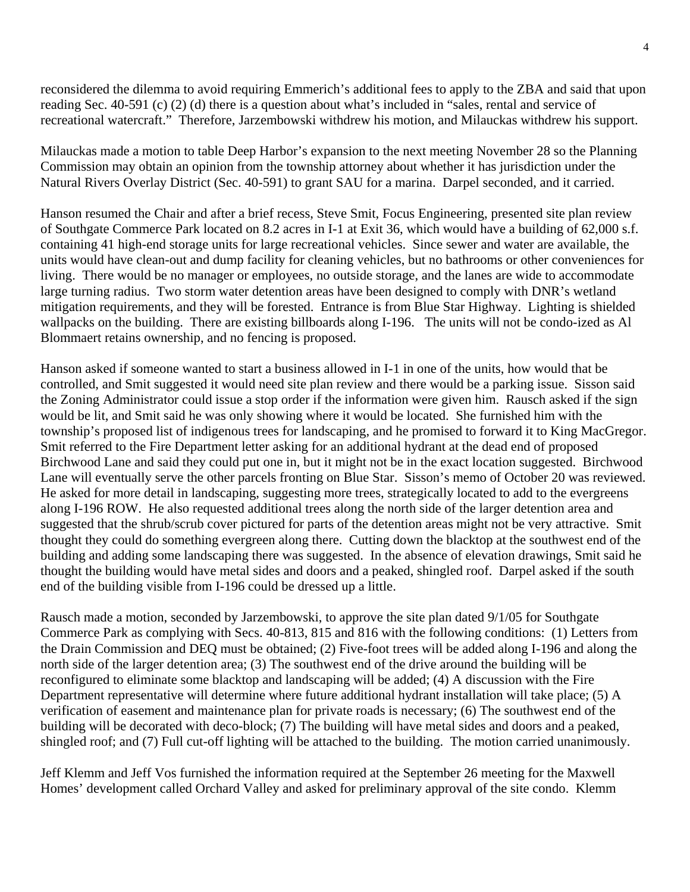reconsidered the dilemma to avoid requiring Emmerich's additional fees to apply to the ZBA and said that upon reading Sec. 40-591 (c) (2) (d) there is a question about what's included in "sales, rental and service of recreational watercraft." Therefore, Jarzembowski withdrew his motion, and Milauckas withdrew his support.

Milauckas made a motion to table Deep Harbor's expansion to the next meeting November 28 so the Planning Commission may obtain an opinion from the township attorney about whether it has jurisdiction under the Natural Rivers Overlay District (Sec. 40-591) to grant SAU for a marina. Darpel seconded, and it carried.

Hanson resumed the Chair and after a brief recess, Steve Smit, Focus Engineering, presented site plan review of Southgate Commerce Park located on 8.2 acres in I-1 at Exit 36, which would have a building of 62,000 s.f. containing 41 high-end storage units for large recreational vehicles. Since sewer and water are available, the units would have clean-out and dump facility for cleaning vehicles, but no bathrooms or other conveniences for living. There would be no manager or employees, no outside storage, and the lanes are wide to accommodate large turning radius. Two storm water detention areas have been designed to comply with DNR's wetland mitigation requirements, and they will be forested. Entrance is from Blue Star Highway. Lighting is shielded wallpacks on the building. There are existing billboards along I-196. The units will not be condo-ized as Al Blommaert retains ownership, and no fencing is proposed.

Hanson asked if someone wanted to start a business allowed in I-1 in one of the units, how would that be controlled, and Smit suggested it would need site plan review and there would be a parking issue. Sisson said the Zoning Administrator could issue a stop order if the information were given him. Rausch asked if the sign would be lit, and Smit said he was only showing where it would be located. She furnished him with the township's proposed list of indigenous trees for landscaping, and he promised to forward it to King MacGregor. Smit referred to the Fire Department letter asking for an additional hydrant at the dead end of proposed Birchwood Lane and said they could put one in, but it might not be in the exact location suggested. Birchwood Lane will eventually serve the other parcels fronting on Blue Star. Sisson's memo of October 20 was reviewed. He asked for more detail in landscaping, suggesting more trees, strategically located to add to the evergreens along I-196 ROW. He also requested additional trees along the north side of the larger detention area and suggested that the shrub/scrub cover pictured for parts of the detention areas might not be very attractive. Smit thought they could do something evergreen along there. Cutting down the blacktop at the southwest end of the building and adding some landscaping there was suggested. In the absence of elevation drawings, Smit said he thought the building would have metal sides and doors and a peaked, shingled roof. Darpel asked if the south end of the building visible from I-196 could be dressed up a little.

Rausch made a motion, seconded by Jarzembowski, to approve the site plan dated 9/1/05 for Southgate Commerce Park as complying with Secs. 40-813, 815 and 816 with the following conditions: (1) Letters from the Drain Commission and DEQ must be obtained; (2) Five-foot trees will be added along I-196 and along the north side of the larger detention area; (3) The southwest end of the drive around the building will be reconfigured to eliminate some blacktop and landscaping will be added; (4) A discussion with the Fire Department representative will determine where future additional hydrant installation will take place; (5) A verification of easement and maintenance plan for private roads is necessary; (6) The southwest end of the building will be decorated with deco-block; (7) The building will have metal sides and doors and a peaked, shingled roof; and (7) Full cut-off lighting will be attached to the building. The motion carried unanimously.

Jeff Klemm and Jeff Vos furnished the information required at the September 26 meeting for the Maxwell Homes' development called Orchard Valley and asked for preliminary approval of the site condo. Klemm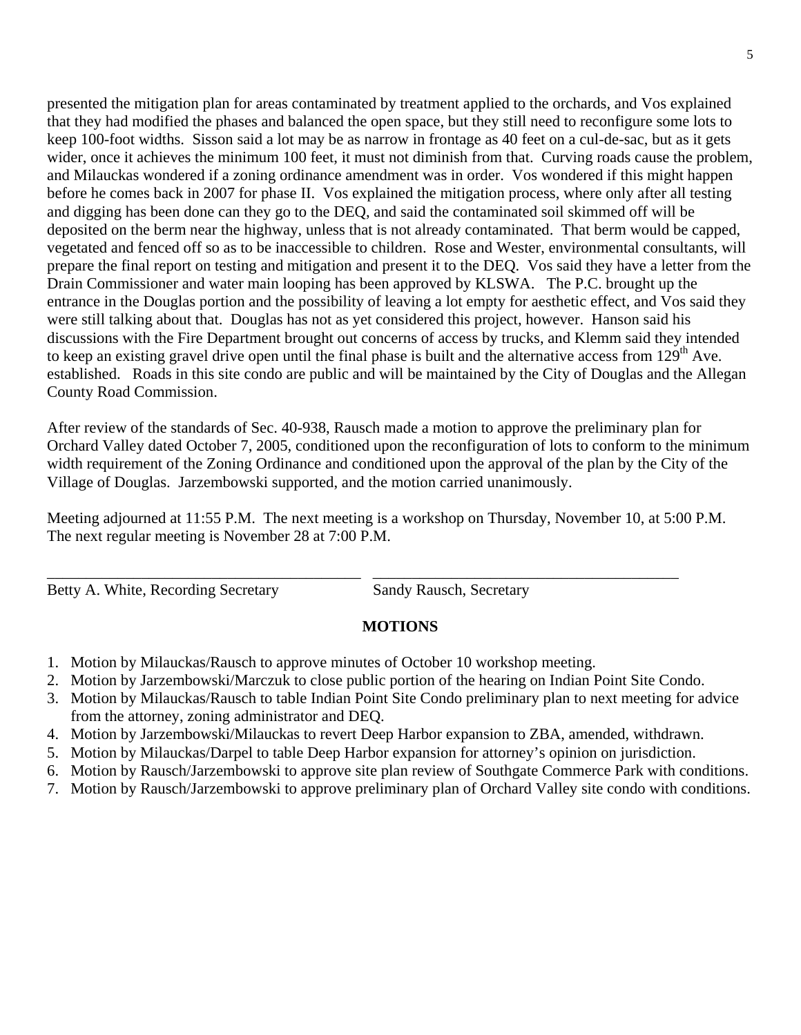presented the mitigation plan for areas contaminated by treatment applied to the orchards, and Vos explained that they had modified the phases and balanced the open space, but they still need to reconfigure some lots to keep 100-foot widths. Sisson said a lot may be as narrow in frontage as 40 feet on a cul-de-sac, but as it gets wider, once it achieves the minimum 100 feet, it must not diminish from that. Curving roads cause the problem, and Milauckas wondered if a zoning ordinance amendment was in order. Vos wondered if this might happen before he comes back in 2007 for phase II. Vos explained the mitigation process, where only after all testing and digging has been done can they go to the DEQ, and said the contaminated soil skimmed off will be deposited on the berm near the highway, unless that is not already contaminated. That berm would be capped, vegetated and fenced off so as to be inaccessible to children. Rose and Wester, environmental consultants, will prepare the final report on testing and mitigation and present it to the DEQ. Vos said they have a letter from the Drain Commissioner and water main looping has been approved by KLSWA. The P.C. brought up the entrance in the Douglas portion and the possibility of leaving a lot empty for aesthetic effect, and Vos said they were still talking about that. Douglas has not as yet considered this project, however. Hanson said his discussions with the Fire Department brought out concerns of access by trucks, and Klemm said they intended to keep an existing gravel drive open until the final phase is built and the alternative access from 129th Ave. established. Roads in this site condo are public and will be maintained by the City of Douglas and the Allegan County Road Commission.

After review of the standards of Sec. 40-938, Rausch made a motion to approve the preliminary plan for Orchard Valley dated October 7, 2005, conditioned upon the reconfiguration of lots to conform to the minimum width requirement of the Zoning Ordinance and conditioned upon the approval of the plan by the City of the Village of Douglas. Jarzembowski supported, and the motion carried unanimously.

Meeting adjourned at 11:55 P.M. The next meeting is a workshop on Thursday, November 10, at 5:00 P.M. The next regular meeting is November 28 at 7:00 P.M.

\_\_\_\_\_\_\_\_\_\_\_\_\_\_\_\_\_\_\_\_\_\_\_\_\_\_\_\_\_\_\_\_\_\_\_\_\_\_\_\_ \_\_\_\_\_\_\_\_\_\_\_\_\_\_\_\_\_\_\_\_\_\_\_\_\_\_\_\_\_\_\_\_\_\_\_\_\_\_\_\_

Betty A. White, Recording Secretary Sandy Rausch, Secretary

**MOTIONS**

1. Motion by Milauckas/Rausch to approve minutes of October 10 workshop meeting.
2. Motion by Jarzembowski/Marczuk to close public portion of the hearing on Indian Point Site Condo.
3. Motion by Milauckas/Rausch to table Indian Point Site Condo preliminary plan to next meeting for advice from the attorney, zoning administrator and DEQ.
4. Motion by Jarzembowski/Milauckas to revert Deep Harbor expansion to ZBA, amended, withdrawn.
5. Motion by Milauckas/Darpel to table Deep Harbor expansion for attorney's opinion on jurisdiction.
6. Motion by Rausch/Jarzembowski to approve site plan review of Southgate Commerce Park with conditions.
7. Motion by Rausch/Jarzembowski to approve preliminary plan of Orchard Valley site condo with conditions.